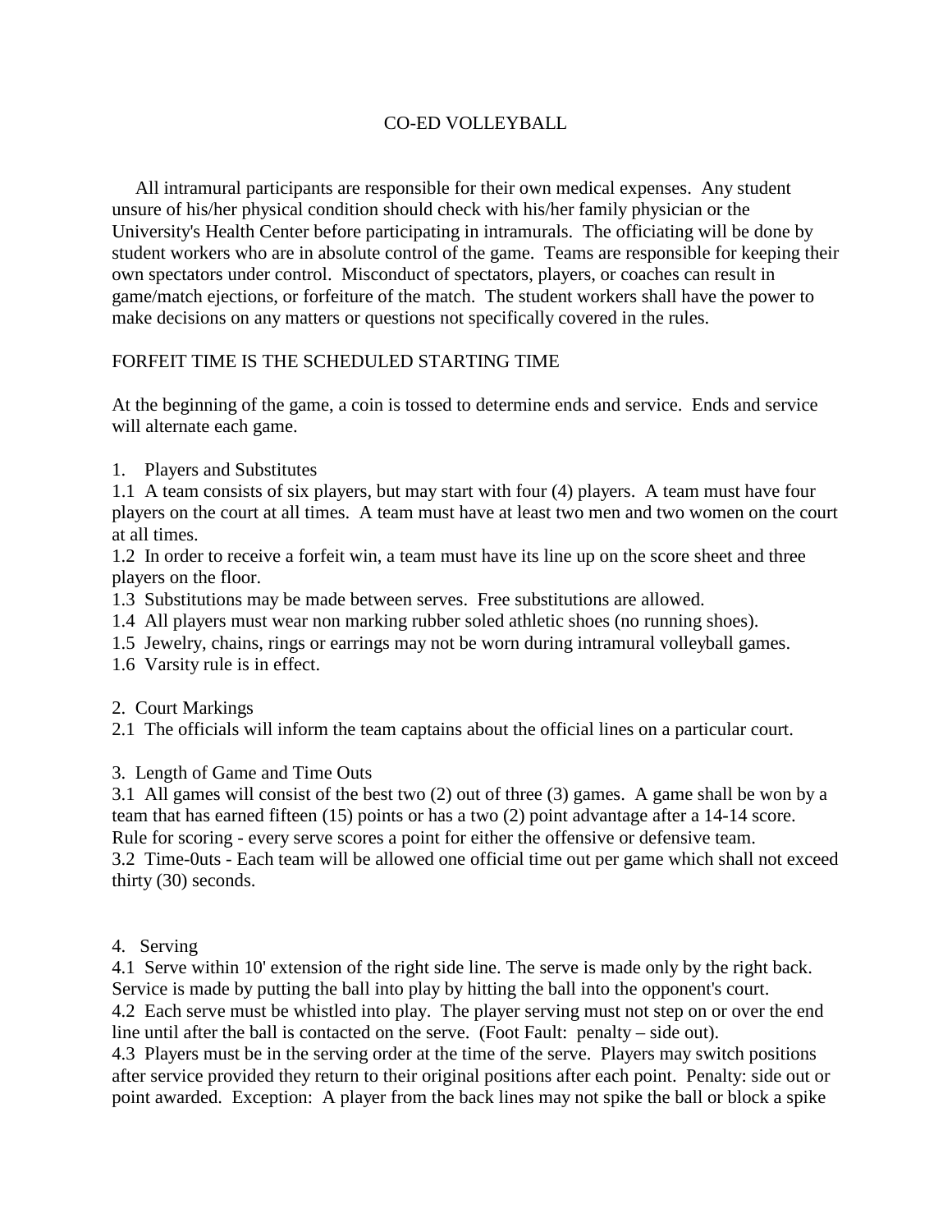# CO-ED VOLLEYBALL

All intramural participants are responsible for their own medical expenses. Any student unsure of his/her physical condition should check with his/her family physician or the University's Health Center before participating in intramurals. The officiating will be done by student workers who are in absolute control of the game. Teams are responsible for keeping their own spectators under control. Misconduct of spectators, players, or coaches can result in game/match ejections, or forfeiture of the match. The student workers shall have the power to make decisions on any matters or questions not specifically covered in the rules.

FORFEIT TIME IS THE SCHEDULED STARTING TIME

At the beginning of the game, a coin is tossed to determine ends and service. Ends and service will alternate each game.

1. Players and Substitutes

1.1 A team consists of six players, but may start with four (4) players. A team must have four players on the court at all times. A team must have at least two men and two women on the court at all times.

1.2 In order to receive a forfeit win, a team must have its line up on the score sheet and three players on the floor.

1.3 Substitutions may be made between serves. Free substitutions are allowed.

1.4 All players must wear non marking rubber soled athletic shoes (no running shoes).

1.5 Jewelry, chains, rings or earrings may not be worn during intramural volleyball games.

1.6 Varsity rule is in effect.

2. Court Markings

2.1 The officials will inform the team captains about the official lines on a particular court.

3. Length of Game and Time Outs

3.1 All games will consist of the best two (2) out of three (3) games. A game shall be won by a team that has earned fifteen (15) points or has a two (2) point advantage after a 14-14 score. Rule for scoring - every serve scores a point for either the offensive or defensive team.

3.2 Time-0uts - Each team will be allowed one official time out per game which shall not exceed thirty (30) seconds.

4. Serving

4.1 Serve within 10' extension of the right side line. The serve is made only by the right back. Service is made by putting the ball into play by hitting the ball into the opponent's court.

4.2 Each serve must be whistled into play. The player serving must not step on or over the end line until after the ball is contacted on the serve. (Foot Fault: penalty – side out).

4.3 Players must be in the serving order at the time of the serve. Players may switch positions after service provided they return to their original positions after each point. Penalty: side out or point awarded. Exception: A player from the back lines may not spike the ball or block a spike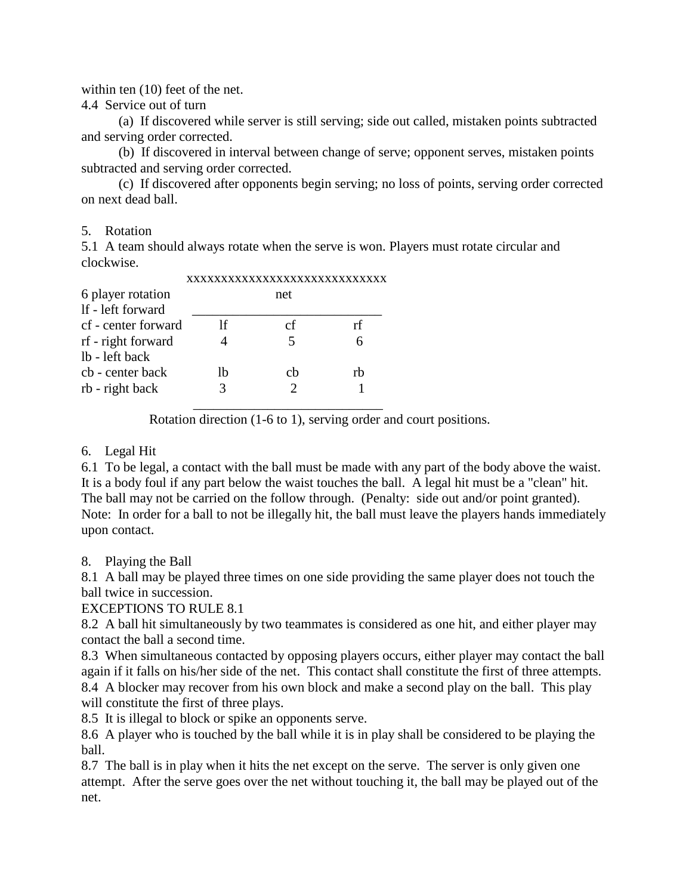within ten (10) feet of the net.

4.4 Service out of turn

(a) If discovered while server is still serving; side out called, mistaken points subtracted and serving order corrected.

(b) If discovered in interval between change of serve; opponent serves, mistaken points subtracted and serving order corrected.

(c) If discovered after opponents begin serving; no loss of points, serving order corrected on next dead ball.

5. Rotation

5.1 A team should always rotate when the serve is won. Players must rotate circular and clockwise.

6 player rotation
lf - left forward
cf - center forward
rf - right forward
lb - left back
cb - center back
rb - right back

xxxxxxxxxxxxxxxxxxxxxxxxxxxxxx

net

| lf | cf | rf |
|---|---|---|
| 4 | 5 | 6 |
| lb | cb | rb |
| 3 | 2 | 1 |

Rotation direction (1-6 to 1), serving order and court positions.

6. Legal Hit

6.1 To be legal, a contact with the ball must be made with any part of the body above the waist. It is a body foul if any part below the waist touches the ball. A legal hit must be a "clean" hit. The ball may not be carried on the follow through. (Penalty: side out and/or point granted). Note: In order for a ball to not be illegally hit, the ball must leave the players hands immediately upon contact.

8. Playing the Ball

8.1 A ball may be played three times on one side providing the same player does not touch the ball twice in succession.

EXCEPTIONS TO RULE 8.1

8.2 A ball hit simultaneously by two teammates is considered as one hit, and either player may contact the ball a second time.

8.3 When simultaneous contacted by opposing players occurs, either player may contact the ball again if it falls on his/her side of the net. This contact shall constitute the first of three attempts.

8.4 A blocker may recover from his own block and make a second play on the ball. This play will constitute the first of three plays.

8.5 It is illegal to block or spike an opponents serve.

8.6 A player who is touched by the ball while it is in play shall be considered to be playing the ball.

8.7 The ball is in play when it hits the net except on the serve. The server is only given one attempt. After the serve goes over the net without touching it, the ball may be played out of the net.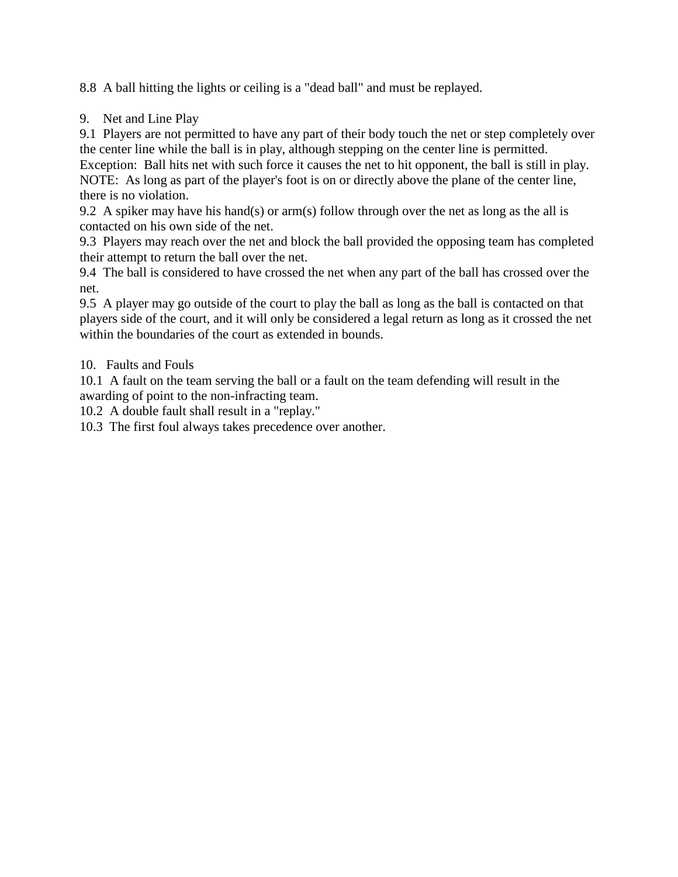8.8 A ball hitting the lights or ceiling is a "dead ball" and must be replayed.

## 9. Net and Line Play

9.1 Players are not permitted to have any part of their body touch the net or step completely over the center line while the ball is in play, although stepping on the center line is permitted.
Exception: Ball hits net with such force it causes the net to hit opponent, the ball is still in play.
NOTE: As long as part of the player's foot is on or directly above the plane of the center line, there is no violation.
9.2 A spiker may have his hand(s) or arm(s) follow through over the net as long as the all is contacted on his own side of the net.
9.3 Players may reach over the net and block the ball provided the opposing team has completed their attempt to return the ball over the net.
9.4 The ball is considered to have crossed the net when any part of the ball has crossed over the net.
9.5 A player may go outside of the court to play the ball as long as the ball is contacted on that players side of the court, and it will only be considered a legal return as long as it crossed the net within the boundaries of the court as extended in bounds.

## 10. Faults and Fouls

10.1 A fault on the team serving the ball or a fault on the team defending will result in the awarding of point to the non-infracting team.
10.2 A double fault shall result in a "replay."
10.3 The first foul always takes precedence over another.